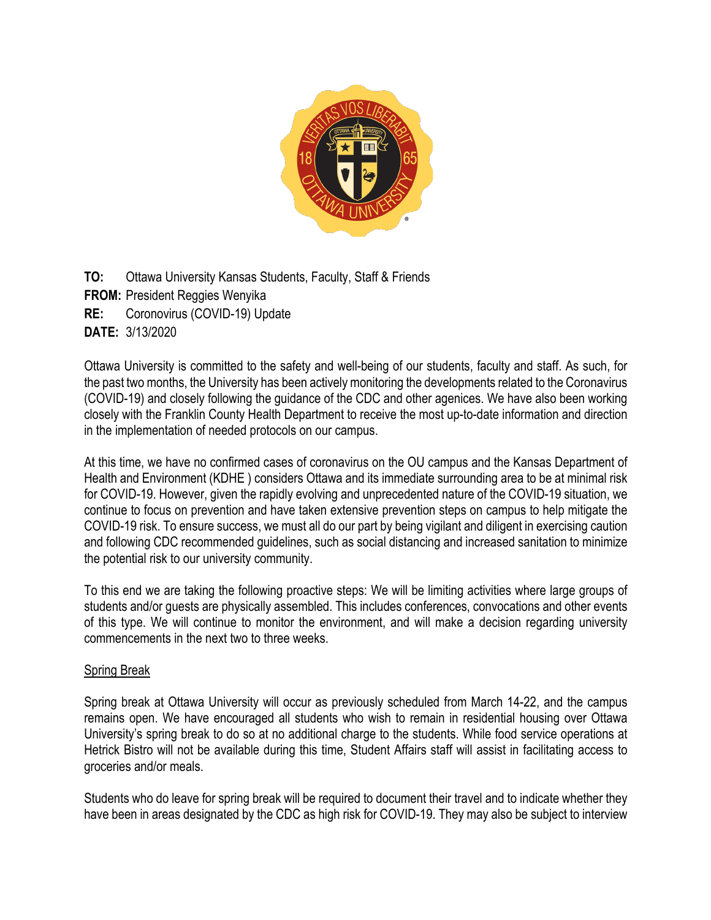**TO:** Ottawa University Kansas Students, Faculty, Staff & Friends
**FROM:** President Reggies Wenyika
**RE:** Coronovirus (COVID-19) Update
**DATE:** 3/13/2020

Ottawa University is committed to the safety and well-being of our students, faculty and staff. As such, for the past two months, the University has been actively monitoring the developments related to the Coronavirus (COVID-19) and closely following the guidance of the CDC and other agenices. We have also been working closely with the Franklin County Health Department to receive the most up-to-date information and direction in the implementation of needed protocols on our campus.

At this time, we have no confirmed cases of coronavirus on the OU campus and the Kansas Department of Health and Environment (KDHE ) considers Ottawa and its immediate surrounding area to be at minimal risk for COVID-19. However, given the rapidly evolving and unprecedented nature of the COVID-19 situation, we continue to focus on prevention and have taken extensive prevention steps on campus to help mitigate the COVID-19 risk. To ensure success, we must all do our part by being vigilant and diligent in exercising caution and following CDC recommended guidelines, such as social distancing and increased sanitation to minimize the potential risk to our university community.

To this end we are taking the following proactive steps: We will be limiting activities where large groups of students and/or guests are physically assembled. This includes conferences, convocations and other events of this type. We will continue to monitor the environment, and will make a decision regarding university commencements in the next two to three weeks.

<u>Spring Break</u>

Spring break at Ottawa University will occur as previously scheduled from March 14-22, and the campus remains open. We have encouraged all students who wish to remain in residential housing over Ottawa University's spring break to do so at no additional charge to the students. While food service operations at Hetrick Bistro will not be available during this time, Student Affairs staff will assist in facilitating access to groceries and/or meals.

Students who do leave for spring break will be required to document their travel and to indicate whether they have been in areas designated by the CDC as high risk for COVID-19. They may also be subject to interview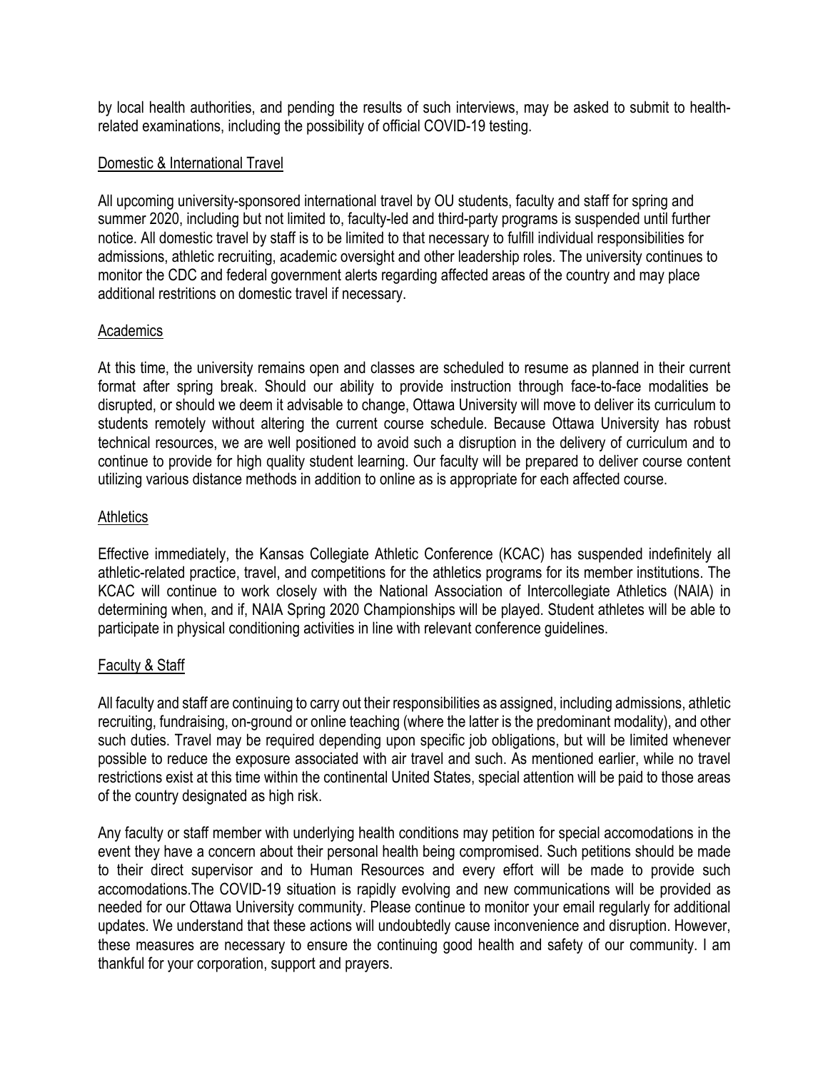by local health authorities, and pending the results of such interviews, may be asked to submit to health-related examinations, including the possibility of official COVID-19 testing.

## Domestic & International Travel

All upcoming university-sponsored international travel by OU students, faculty and staff for spring and summer 2020, including but not limited to, faculty-led and third-party programs is suspended until further notice. All domestic travel by staff is to be limited to that necessary to fulfill individual responsibilities for admissions, athletic recruiting, academic oversight and other leadership roles. The university continues to monitor the CDC and federal government alerts regarding affected areas of the country and may place additional restritions on domestic travel if necessary.

## Academics

At this time, the university remains open and classes are scheduled to resume as planned in their current format after spring break. Should our ability to provide instruction through face-to-face modalities be disrupted, or should we deem it advisable to change, Ottawa University will move to deliver its curriculum to students remotely without altering the current course schedule. Because Ottawa University has robust technical resources, we are well positioned to avoid such a disruption in the delivery of curriculum and to continue to provide for high quality student learning. Our faculty will be prepared to deliver course content utilizing various distance methods in addition to online as is appropriate for each affected course.

## Athletics

Effective immediately, the Kansas Collegiate Athletic Conference (KCAC) has suspended indefinitely all athletic-related practice, travel, and competitions for the athletics programs for its member institutions. The KCAC will continue to work closely with the National Association of Intercollegiate Athletics (NAIA) in determining when, and if, NAIA Spring 2020 Championships will be played. Student athletes will be able to participate in physical conditioning activities in line with relevant conference guidelines.

## Faculty & Staff

All faculty and staff are continuing to carry out their responsibilities as assigned, including admissions, athletic recruiting, fundraising, on-ground or online teaching (where the latter is the predominant modality), and other such duties. Travel may be required depending upon specific job obligations, but will be limited whenever possible to reduce the exposure associated with air travel and such. As mentioned earlier, while no travel restrictions exist at this time within the continental United States, special attention will be paid to those areas of the country designated as high risk.

Any faculty or staff member with underlying health conditions may petition for special accomodations in the event they have a concern about their personal health being compromised. Such petitions should be made to their direct supervisor and to Human Resources and every effort will be made to provide such accomodations.The COVID-19 situation is rapidly evolving and new communications will be provided as needed for our Ottawa University community. Please continue to monitor your email regularly for additional updates. We understand that these actions will undoubtedly cause inconvenience and disruption. However, these measures are necessary to ensure the continuing good health and safety of our community. I am thankful for your corporation, support and prayers.